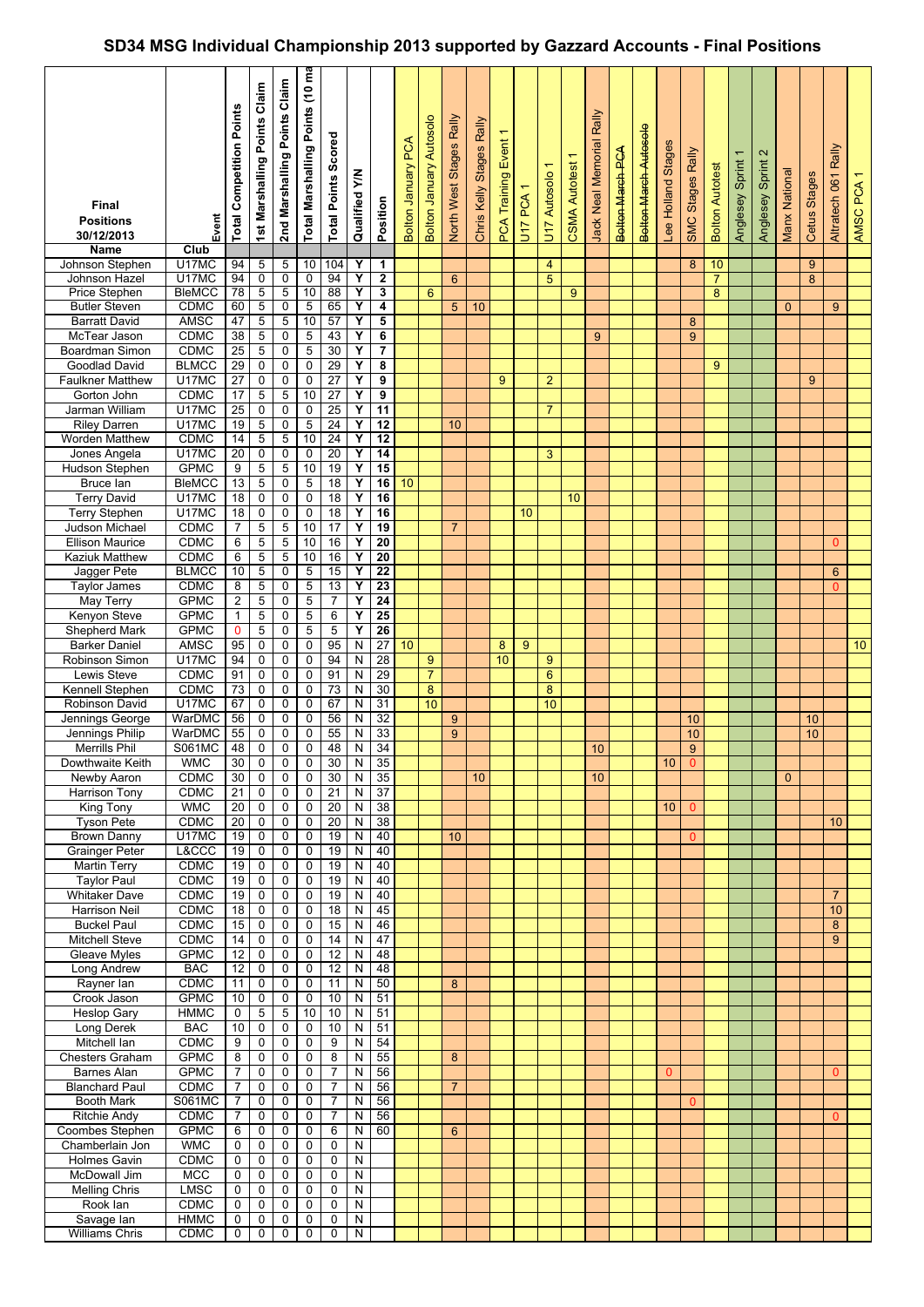# SD34 MSG Individual Championship 2013 supported by Gazzard Accounts - Final Positions

| Final Positions 30/12/2013 | Event | Total Competition Points | 1st Marshalling Points Claim | 2nd Marshalling Points Claim | Total Marshalling Points (10 ma | Total Points Scored | Qualified Y/N | Position | Bolton January PCA | Bolton January Autosolo | North West Stages Rally | Chris Kelly Stages Rally | PCA Training Event 1 | U17 PCA 1 | U17 Autosolo 1 | CSMA Autotest 1 | Jack Neal Memorial Rally | ~~Bolton March PCA~~ | ~~Bolton March Autosolo~~ | Lee Holland Stages | SMC Stages Rally | Bolton Autotest | Anglesey Sprint 1 | Anglesey Sprint 2 | Manx National | Cetus Stages | Altratech 061 Rally | AMSC PCA 1 |
|---|---|---|---|---|---|---|---|---|---|---|---|---|---|---|---|---|---|---|---|---|---|---|---|---|---|---|---|---|
| **Name** | **Club** | | | | | | | | | | | | | | | | | | | | | | | | | | | |
| Johnson Stephen | U17MC | 94 | 5 | 5 | 10 | 104 | Y | 1 | | | | | | | 4 | | | | | | 8 | 10 | | | | 9 | | |
| Johnson Hazel | U17MC | 94 | 0 | 0 | 0 | 94 | Y | 2 | | | 6 | | | | 5 | | | | | | | 7 | | | | 8 | | |
| Price Stephen | BleMCC | 78 | 5 | 5 | 10 | 88 | Y | 3 | | 6 | | | | | | 9 | | | | | | 8 | | | | | | |
| Butler Steven | CDMC | 60 | 5 | 0 | 5 | 65 | Y | 4 | | | 5 | 10 | | | | | | | | | | | | | 0 | | 9 | |
| Barratt David | AMSC | 47 | 5 | 5 | 10 | 57 | Y | 5 | | | | | | | | | | | | | 8 | | | | | | | |
| McTear Jason | CDMC | 38 | 5 | 0 | 5 | 43 | Y | 6 | | | | | | | | | 9 | | | | 9 | | | | | | | |
| Boardman Simon | CDMC | 25 | 5 | 0 | 5 | 30 | Y | 7 | | | | | | | | | | | | | | | | | | | | |
| Goodlad David | BLMCC | 29 | 0 | 0 | 0 | 29 | Y | 8 | | | | | | | | | | | | | | 9 | | | | | | |
| Faulkner Matthew | U17MC | 27 | 0 | 0 | 0 | 27 | Y | 9 | | | | | 9 | | 2 | | | | | | | | | | | 9 | | |
| Gorton John | CDMC | 17 | 5 | 5 | 10 | 27 | Y | 9 | | | | | | | | | | | | | | | | | | | | |
| Jarman William | U17MC | 25 | 0 | 0 | 0 | 25 | Y | 11 | | | | | | | 7 | | | | | | | | | | | | | |
| Riley Darren | U17MC | 19 | 5 | 0 | 5 | 24 | Y | 12 | | | 10 | | | | | | | | | | | | | | | | | |
| Worden Matthew | CDMC | 14 | 5 | 5 | 10 | 24 | Y | 12 | | | | | | | | | | | | | | | | | | | | |
| Jones Angela | U17MC | 20 | 0 | 0 | 0 | 20 | Y | 14 | | | | | | | 3 | | | | | | | | | | | | | |
| Hudson Stephen | GPMC | 9 | 5 | 5 | 10 | 19 | Y | 15 | | | | | | | | | | | | | | | | | | | | |
| Bruce Ian | BleMCC | 13 | 5 | 0 | 5 | 18 | Y | 16 | 10 | | | | | | | | | | | | | | | | | | | |
| Terry David | U17MC | 18 | 0 | 0 | 0 | 18 | Y | 16 | | | | | | | | 10 | | | | | | | | | | | | |
| Terry Stephen | U17MC | 18 | 0 | 0 | 0 | 18 | Y | 16 | | | | | | 10 | | | | | | | | | | | | | | |
| Judson Michael | CDMC | 7 | 5 | 5 | 10 | 17 | Y | 19 | | | 7 | | | | | | | | | | | | | | | | | |
| Ellison Maurice | CDMC | 6 | 5 | 5 | 10 | 16 | Y | 20 | | | | | | | | | | | | | | | | | | | 0 | |
| Kaziuk Matthew | CDMC | 6 | 5 | 5 | 10 | 16 | Y | 20 | | | | | | | | | | | | | | | | | | | | |
| Jagger Pete | BLMCC | 10 | 5 | 0 | 5 | 15 | Y | 22 | | | | | | | | | | | | | | | | | | | 6 | |
| Taylor James | CDMC | 8 | 5 | 0 | 5 | 13 | Y | 23 | | | | | | | | | | | | | | | | | | | 0 | |
| May Terry | GPMC | 2 | 5 | 0 | 5 | 7 | Y | 24 | | | | | | | | | | | | | | | | | | | | |
| Kenyon Steve | GPMC | 1 | 5 | 0 | 5 | 6 | Y | 25 | | | | | | | | | | | | | | | | | | | | |
| Shepherd Mark | GPMC | 0 | 5 | 0 | 5 | 5 | Y | 26 | | | | | | | | | | | | | | | | | | | | |
| Barker Daniel | AMSC | 95 | 0 | 0 | 0 | 95 | N | 27 | 10 | | | | 8 | 9 | | | | | | | | | | | | | | 10 |
| Robinson Simon | U17MC | 94 | 0 | 0 | 0 | 94 | N | 28 | | 9 | | | 10 | | 9 | | | | | | | | | | | | | |
| Lewis Steve | CDMC | 91 | 0 | 0 | 0 | 91 | N | 29 | | 7 | | | | | 6 | | | | | | | | | | | | | |
| Kennell Stephen | CDMC | 73 | 0 | 0 | 0 | 73 | N | 30 | | 8 | | | | | 8 | | | | | | | | | | | | | |
| Robinson David | U17MC | 67 | 0 | 0 | 0 | 67 | N | 31 | | 10 | | | | | 10 | | | | | | | | | | | | | |
| Jennings George | WarDMC | 56 | 0 | 0 | 0 | 56 | N | 32 | | | 9 | | | | | | | | | | 10 | | | | | 10 | | |
| Jennings Philip | WarDMC | 55 | 0 | 0 | 0 | 55 | N | 33 | | | 9 | | | | | | | | | | 10 | | | | | 10 | | |
| Merrills Phil | S061MC | 48 | 0 | 0 | 0 | 48 | N | 34 | | | | | | | | | 10 | | | | 9 | | | | | | | |
| Dowthwaite Keith | WMC | 30 | 0 | 0 | 0 | 30 | N | 35 | | | | | | | | | | | | 10 | 0 | | | | | | | |
| Newby Aaron | CDMC | 30 | 0 | 0 | 0 | 30 | N | 35 | | | | 10 | | | | | 10 | | | | | | | | 0 | | | |
| Harrison Tony | CDMC | 21 | 0 | 0 | 0 | 21 | N | 37 | | | | | | | | | | | | | | | | | | | | |
| King Tony | WMC | 20 | 0 | 0 | 0 | 20 | N | 38 | | | | | | | | | | | | 10 | 0 | | | | | | | |
| Tyson Pete | CDMC | 20 | 0 | 0 | 0 | 20 | N | 38 | | | | | | | | | | | | | | | | | | | 10 | |
| Brown Danny | U17MC | 19 | 0 | 0 | 0 | 19 | N | 40 | | | 10 | | | | | | | | | | 0 | | | | | | | |
| Grainger Peter | L&CCC | 19 | 0 | 0 | 0 | 19 | N | 40 | | | | | | | | | | | | | | | | | | | | |
| Martin Terry | CDMC | 19 | 0 | 0 | 0 | 19 | N | 40 | | | | | | | | | | | | | | | | | | | | |
| Taylor Paul | CDMC | 19 | 0 | 0 | 0 | 19 | N | 40 | | | | | | | | | | | | | | | | | | | | |
| Whitaker Dave | CDMC | 19 | 0 | 0 | 0 | 19 | N | 40 | | | | | | | | | | | | | | | | | | | 7 | |
| Harrison Neil | CDMC | 18 | 0 | 0 | 0 | 18 | N | 45 | | | | | | | | | | | | | | | | | | | 10 | |
| Buckel Paul | CDMC | 15 | 0 | 0 | 0 | 15 | N | 46 | | | | | | | | | | | | | | | | | | | 8 | |
| Mitchell Steve | CDMC | 14 | 0 | 0 | 0 | 14 | N | 47 | | | | | | | | | | | | | | | | | | | 9 | |
| Gleave Myles | GPMC | 12 | 0 | 0 | 0 | 12 | N | 48 | | | | | | | | | | | | | | | | | | | | |
| Long Andrew | BAC | 12 | 0 | 0 | 0 | 12 | N | 48 | | | | | | | | | | | | | | | | | | | | |
| Rayner Ian | CDMC | 11 | 0 | 0 | 0 | 11 | N | 50 | | | 8 | | | | | | | | | | | | | | | | | |
| Crook Jason | GPMC | 10 | 0 | 0 | 0 | 10 | N | 51 | | | | | | | | | | | | | | | | | | | | |
| Heslop Gary | HMMC | 0 | 5 | 5 | 10 | 10 | N | 51 | | | | | | | | | | | | | | | | | | | | |
| Long Derek | BAC | 10 | 0 | 0 | 0 | 10 | N | 51 | | | | | | | | | | | | | | | | | | | | |
| Mitchell Ian | CDMC | 9 | 0 | 0 | 0 | 9 | N | 54 | | | | | | | | | | | | | | | | | | | | |
| Chesters Graham | GPMC | 8 | 0 | 0 | 0 | 8 | N | 55 | | | 8 | | | | | | | | | | | | | | | | | |
| Barnes Alan | GPMC | 7 | 0 | 0 | 0 | 7 | N | 56 | | | | | | | | | | | | 0 | | | | | | | 0 | |
| Blanchard Paul | CDMC | 7 | 0 | 0 | 0 | 7 | N | 56 | | | 7 | | | | | | | | | | | | | | | | | |
| Booth Mark | S061MC | 7 | 0 | 0 | 0 | 7 | N | 56 | | | | | | | | | | | | | 0 | | | | | | | |
| Ritchie Andy | CDMC | 7 | 0 | 0 | 0 | 7 | N | 56 | | | | | | | | | | | | | | | | | | | 0 | |
| Coombes Stephen | GPMC | 6 | 0 | 0 | 0 | 6 | N | 60 | | | 6 | | | | | | | | | | | | | | | | | |
| Chamberlain Jon | WMC | 0 | 0 | 0 | 0 | 0 | N | | | | | | | | | | | | | | | | | | | | | |
| Holmes Gavin | CDMC | 0 | 0 | 0 | 0 | 0 | N | | | | | | | | | | | | | | | | | | | | | |
| McDowall Jim | MCC | 0 | 0 | 0 | 0 | 0 | N | | | | | | | | | | | | | | | | | | | | | |
| Melling Chris | LMSC | 0 | 0 | 0 | 0 | 0 | N | | | | | | | | | | | | | | | | | | | | | |
| Rook Ian | CDMC | 0 | 0 | 0 | 0 | 0 | N | | | | | | | | | | | | | | | | | | | | | |
| Savage Ian | HMMC | 0 | 0 | 0 | 0 | 0 | N | | | | | | | | | | | | | | | | | | | | | |
| Williams Chris | CDMC | 0 | 0 | 0 | 0 | 0 | N | | | | | | | | | | | | | | | | | | | | | |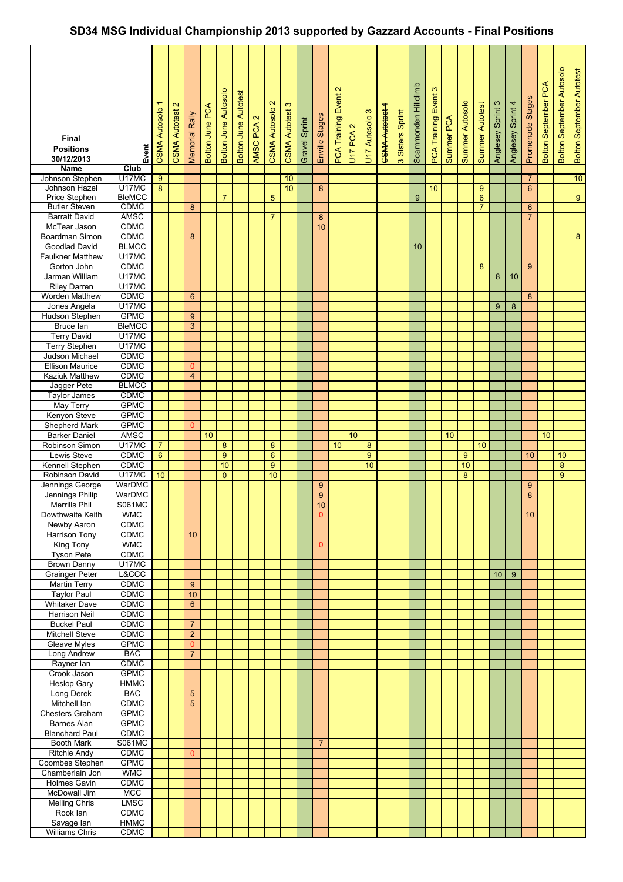# SD34 MSG Individual Championship 2013 supported by Gazzard Accounts - Final Positions

**Final Positions 30/12/2013**

| Name | Club | CSMA Autosolo 1 | CSMA Autotest 2 | Memorial Rally | Bolton June PCA | Bolton June Autosolo | Bolton June Autotest | AMSC PCA 2 | CSMA Autosolo 2 | CSMA Autotest 3 | Gravel Sprint | Enville Stages | PCA Training Event 2 | U17 PCA 2 | U17 Autosolo 3 | ~~CSMA Autotest 4~~ | 3 Sisters Sprint | Scammonden Hillclimb | PCA Training Event 3 | Summer PCA | Summer Autosolo | Summer Autotest | Anglesey Sprint 3 | Anglesey Sprint 4 | Promenade Stages | Bolton September PCA | Bolton September Autosolo | Bolton September Autotest |
|---|---|---|---|---|---|---|---|---|---|---|---|---|---|---|---|---|---|---|---|---|---|---|---|---|---|---|---|---|
| Johnson Stephen | U17MC | 9 | | | | | | | | 10 | | | | | | | | | | | | | | | 7 | | | 10 |
| Johnson Hazel | U17MC | 8 | | | | | | | | 10 | | 8 | | | | | | | 10 | | | 9 | | | 6 | | | |
| Price Stephen | BleMCC | | | | | 7 | | | 5 | | | | | | | | | 9 | | | | 6 | | | | | | 9 |
| Butler Steven | CDMC | | | 8 | | | | | | | | | | | | | | | | | | 7 | | | 6 | | | |
| Barratt David | AMSC | | | | | | | | 7 | | | 8 | | | | | | | | | | | | | 7 | | | |
| McTear Jason | CDMC | | | | | | | | | | | 10 | | | | | | | | | | | | | | | | |
| Boardman Simon | CDMC | | | 8 | | | | | | | | | | | | | | | | | | | | | | | | 8 |
| Goodlad David | BLMCC | | | | | | | | | | | | | | | | | 10 | | | | | | | | | | |
| Faulkner Matthew | U17MC | | | | | | | | | | | | | | | | | | | | | | | | | | | |
| Gorton John | CDMC | | | | | | | | | | | | | | | | | | | | | 8 | | | 9 | | | |
| Jarman William | U17MC | | | | | | | | | | | | | | | | | | | | | | 8 | 10 | | | | |
| Riley Darren | U17MC | | | | | | | | | | | | | | | | | | | | | | | | | | | |
| Worden Matthew | CDMC | | | 6 | | | | | | | | | | | | | | | | | | | | | 8 | | | |
| Jones Angela | U17MC | | | | | | | | | | | | | | | | | | | | | | 9 | 8 | | | | |
| Hudson Stephen | GPMC | | | 9 | | | | | | | | | | | | | | | | | | | | | | | | |
| Bruce Ian | BleMCC | | | 3 | | | | | | | | | | | | | | | | | | | | | | | | |
| Terry David | U17MC | | | | | | | | | | | | | | | | | | | | | | | | | | | |
| Terry Stephen | U17MC | | | | | | | | | | | | | | | | | | | | | | | | | | | |
| Judson Michael | CDMC | | | | | | | | | | | | | | | | | | | | | | | | | | | |
| Ellison Maurice | CDMC | | | 0 | | | | | | | | | | | | | | | | | | | | | | | | |
| Kaziuk Matthew | CDMC | | | 4 | | | | | | | | | | | | | | | | | | | | | | | | |
| Jagger Pete | BLMCC | | | | | | | | | | | | | | | | | | | | | | | | | | | |
| Taylor James | CDMC | | | | | | | | | | | | | | | | | | | | | | | | | | | |
| May Terry | GPMC | | | | | | | | | | | | | | | | | | | | | | | | | | | |
| Kenyon Steve | GPMC | | | | | | | | | | | | | | | | | | | | | | | | | | | |
| Shepherd Mark | GPMC | | | 0 | | | | | | | | | | | | | | | | | | | | | | | | |
| Barker Daniel | AMSC | | | | 10 | | | | | | | | | 10 | | | | | | 10 | | | | | | 10 | | |
| Robinson Simon | U17MC | 7 | | | | 8 | | | 8 | | | | 10 | | 8 | | | | | | | 10 | | | | | | |
| Lewis Steve | CDMC | 6 | | | | 9 | | | 6 | | | | | | 9 | | | | | | 9 | | | | 10 | | 10 | |
| Kennell Stephen | CDMC | | | | | 10 | | | 9 | | | | | | 10 | | | | | | 10 | | | | | | 8 | |
| Robinson David | U17MC | 10 | | | | 0 | | | 10 | | | | | | | | | | | | 8 | | | | | | 9 | |
| Jennings George | WarDMC | | | | | | | | | | | 9 | | | | | | | | | | | | | 9 | | | |
| Jennings Philip | WarDMC | | | | | | | | | | | 9 | | | | | | | | | | | | | 8 | | | |
| Merrills Phil | S061MC | | | | | | | | | | | 10 | | | | | | | | | | | | | | | | |
| Dowthwaite Keith | WMC | | | | | | | | | | | 0 | | | | | | | | | | | | | 10 | | | |
| Newby Aaron | CDMC | | | | | | | | | | | | | | | | | | | | | | | | | | | |
| Harrison Tony | CDMC | | | 10 | | | | | | | | | | | | | | | | | | | | | | | | |
| King Tony | WMC | | | | | | | | | | | 0 | | | | | | | | | | | | | | | | |
| Tyson Pete | CDMC | | | | | | | | | | | | | | | | | | | | | | | | | | | |
| Brown Danny | U17MC | | | | | | | | | | | | | | | | | | | | | | | | | | | |
| Grainger Peter | L&CCC | | | | | | | | | | | | | | | | | | | | | | 10 | 9 | | | | |
| Martin Terry | CDMC | | | 9 | | | | | | | | | | | | | | | | | | | | | | | | |
| Taylor Paul | CDMC | | | 10 | | | | | | | | | | | | | | | | | | | | | | | | |
| Whitaker Dave | CDMC | | | 6 | | | | | | | | | | | | | | | | | | | | | | | | |
| Harrison Neil | CDMC | | | | | | | | | | | | | | | | | | | | | | | | | | | |
| Buckel Paul | CDMC | | | 7 | | | | | | | | | | | | | | | | | | | | | | | | |
| Mitchell Steve | CDMC | | | 2 | | | | | | | | | | | | | | | | | | | | | | | | |
| Gleave Myles | GPMC | | | 0 | | | | | | | | | | | | | | | | | | | | | | | | |
| Long Andrew | BAC | | | 7 | | | | | | | | | | | | | | | | | | | | | | | | |
| Rayner Ian | CDMC | | | | | | | | | | | | | | | | | | | | | | | | | | | |
| Crook Jason | GPMC | | | | | | | | | | | | | | | | | | | | | | | | | | | |
| Heslop Gary | HMMC | | | | | | | | | | | | | | | | | | | | | | | | | | | |
| Long Derek | BAC | | | 5 | | | | | | | | | | | | | | | | | | | | | | | | |
| Mitchell Ian | CDMC | | | 5 | | | | | | | | | | | | | | | | | | | | | | | | |
| Chesters Graham | GPMC | | | | | | | | | | | | | | | | | | | | | | | | | | | |
| Barnes Alan | GPMC | | | | | | | | | | | | | | | | | | | | | | | | | | | |
| Blanchard Paul | CDMC | | | | | | | | | | | | | | | | | | | | | | | | | | | |
| Booth Mark | S061MC | | | | | | | | | | | 7 | | | | | | | | | | | | | | | | |
| Ritchie Andy | CDMC | | | 0 | | | | | | | | | | | | | | | | | | | | | | | | |
| Coombes Stephen | GPMC | | | | | | | | | | | | | | | | | | | | | | | | | | | |
| Chamberlain Jon | WMC | | | | | | | | | | | | | | | | | | | | | | | | | | | |
| Holmes Gavin | CDMC | | | | | | | | | | | | | | | | | | | | | | | | | | | |
| McDowall Jim | MCC | | | | | | | | | | | | | | | | | | | | | | | | | | | |
| Melling Chris | LMSC | | | | | | | | | | | | | | | | | | | | | | | | | | | |
| Rook Ian | CDMC | | | | | | | | | | | | | | | | | | | | | | | | | | | |
| Savage Ian | HMMC | | | | | | | | | | | | | | | | | | | | | | | | | | | |
| Williams Chris | CDMC | | | | | | | | | | | | | | | | | | | | | | | | | | | |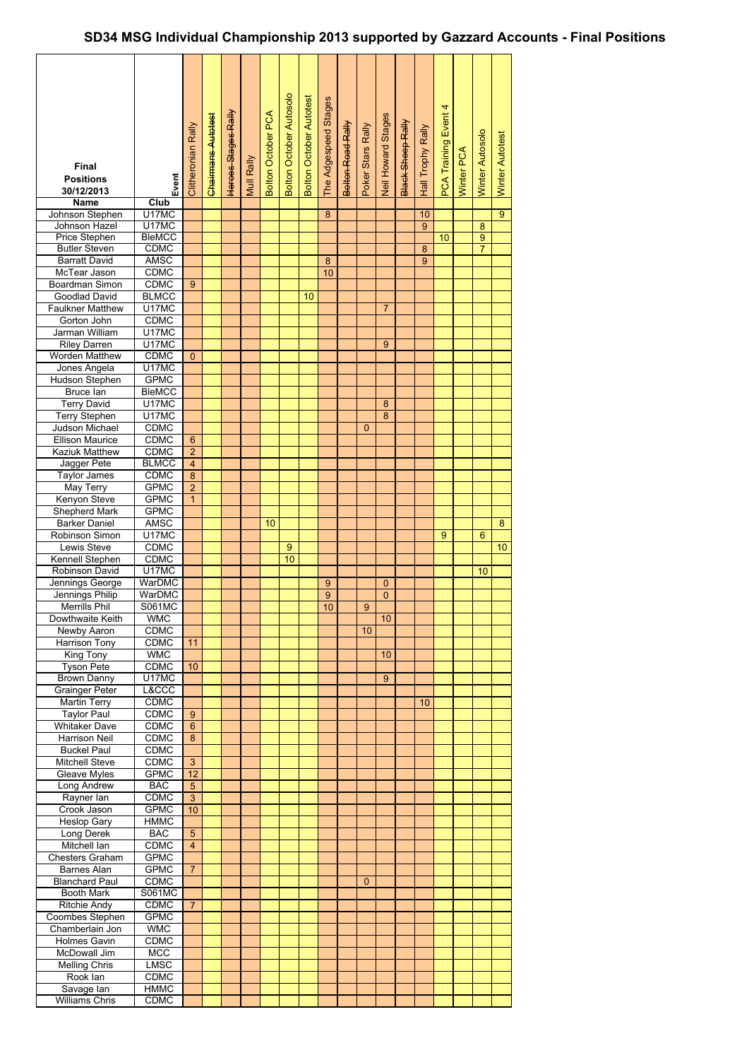# SD34 MSG Individual Championship 2013 supported by Gazzard Accounts - Final Positions

| Final Positions 30/12/2013 | Event | Clitheronian Rally | ~~Chairmans Autotest~~ | ~~Heroes Stages Rally~~ | Mull Rally | Bolton October PCA | Bolton October Autosolo | Bolton October Autotest | The Adgespeed Stages | ~~Bolton Road Rally~~ | Poker Stars Rally | Neil Howard Stages | ~~Black Sheep Rally~~ | Hall Trophy Rally | PCA Training Event 4 | Winter PCA | Winter Autosolo | Winter Autotest |
|---|---|---|---|---|---|---|---|---|---|---|---|---|---|---|---|---|---|---|
| **Name** | **Club** | | | | | | | | | | | | | | | | | |
| Johnson Stephen | U17MC | | | | | | | | 8 | | | | | 10 | | | | 9 |
| Johnson Hazel | U17MC | | | | | | | | | | | | | 9 | | | 8 | |
| Price Stephen | BleMCC | | | | | | | | | | | | | | 10 | | 9 | |
| Butler Steven | CDMC | | | | | | | | | | | | | 8 | | | 7 | |
| Barratt David | AMSC | | | | | | | | 8 | | | | | 9 | | | | |
| McTear Jason | CDMC | | | | | | | | 10 | | | | | | | | | |
| Boardman Simon | CDMC | 9 | | | | | | | | | | | | | | | | |
| Goodlad David | BLMCC | | | | | | | 10 | | | | | | | | | | |
| Faulkner Matthew | U17MC | | | | | | | | | | | 7 | | | | | | |
| Gorton John | CDMC | | | | | | | | | | | | | | | | | |
| Jarman William | U17MC | | | | | | | | | | | | | | | | | |
| Riley Darren | U17MC | | | | | | | | | | | 9 | | | | | | |
| Worden Matthew | CDMC | 0 | | | | | | | | | | | | | | | | |
| Jones Angela | U17MC | | | | | | | | | | | | | | | | | |
| Hudson Stephen | GPMC | | | | | | | | | | | | | | | | | |
| Bruce Ian | BleMCC | | | | | | | | | | | | | | | | | |
| Terry David | U17MC | | | | | | | | | | | 8 | | | | | | |
| Terry Stephen | U17MC | | | | | | | | | | | 8 | | | | | | |
| Judson Michael | CDMC | | | | | | | | | | 0 | | | | | | | |
| Ellison Maurice | CDMC | 6 | | | | | | | | | | | | | | | | |
| Kaziuk Matthew | CDMC | 2 | | | | | | | | | | | | | | | | |
| Jagger Pete | BLMCC | 4 | | | | | | | | | | | | | | | | |
| Taylor James | CDMC | 8 | | | | | | | | | | | | | | | | |
| May Terry | GPMC | 2 | | | | | | | | | | | | | | | | |
| Kenyon Steve | GPMC | 1 | | | | | | | | | | | | | | | | |
| Shepherd Mark | GPMC | | | | | | | | | | | | | | | | | |
| Barker Daniel | AMSC | | | | | 10 | | | | | | | | | | | | 8 |
| Robinson Simon | U17MC | | | | | | | | | | | | | | 9 | | 6 | |
| Lewis Steve | CDMC | | | | | | 9 | | | | | | | | | | | 10 |
| Kennell Stephen | CDMC | | | | | | 10 | | | | | | | | | | | |
| Robinson David | U17MC | | | | | | | | | | | | | | | | 10 | |
| Jennings George | WarDMC | | | | | | | | 9 | | | 0 | | | | | | |
| Jennings Philip | WarDMC | | | | | | | | 9 | | | 0 | | | | | | |
| Merrills Phil | S061MC | | | | | | | | 10 | | 9 | | | | | | | |
| Dowthwaite Keith | WMC | | | | | | | | | | | 10 | | | | | | |
| Newby Aaron | CDMC | | | | | | | | | | 10 | | | | | | | |
| Harrison Tony | CDMC | 11 | | | | | | | | | | | | | | | | |
| King Tony | WMC | | | | | | | | | | | 10 | | | | | | |
| Tyson Pete | CDMC | 10 | | | | | | | | | | | | | | | | |
| Brown Danny | U17MC | | | | | | | | | | | 9 | | | | | | |
| Grainger Peter | L&CCC | | | | | | | | | | | | | | | | | |
| Martin Terry | CDMC | | | | | | | | | | | | | 10 | | | | |
| Taylor Paul | CDMC | 9 | | | | | | | | | | | | | | | | |
| Whitaker Dave | CDMC | 6 | | | | | | | | | | | | | | | | |
| Harrison Neil | CDMC | 8 | | | | | | | | | | | | | | | | |
| Buckel Paul | CDMC | | | | | | | | | | | | | | | | | |
| Mitchell Steve | CDMC | 3 | | | | | | | | | | | | | | | | |
| Gleave Myles | GPMC | 12 | | | | | | | | | | | | | | | | |
| Long Andrew | BAC | 5 | | | | | | | | | | | | | | | | |
| Rayner Ian | CDMC | 3 | | | | | | | | | | | | | | | | |
| Crook Jason | GPMC | 10 | | | | | | | | | | | | | | | | |
| Heslop Gary | HMMC | | | | | | | | | | | | | | | | | |
| Long Derek | BAC | 5 | | | | | | | | | | | | | | | | |
| Mitchell Ian | CDMC | 4 | | | | | | | | | | | | | | | | |
| Chesters Graham | GPMC | | | | | | | | | | | | | | | | | |
| Barnes Alan | GPMC | 7 | | | | | | | | | | | | | | | | |
| Blanchard Paul | CDMC | | | | | | | | | | 0 | | | | | | | |
| Booth Mark | S061MC | | | | | | | | | | | | | | | | | |
| Ritchie Andy | CDMC | 7 | | | | | | | | | | | | | | | | |
| Coombes Stephen | GPMC | | | | | | | | | | | | | | | | | |
| Chamberlain Jon | WMC | | | | | | | | | | | | | | | | | |
| Holmes Gavin | CDMC | | | | | | | | | | | | | | | | | |
| McDowall Jim | MCC | | | | | | | | | | | | | | | | | |
| Melling Chris | LMSC | | | | | | | | | | | | | | | | | |
| Rook Ian | CDMC | | | | | | | | | | | | | | | | | |
| Savage Ian | HMMC | | | | | | | | | | | | | | | | | |
| Williams Chris | CDMC | | | | | | | | | | | | | | | | | |